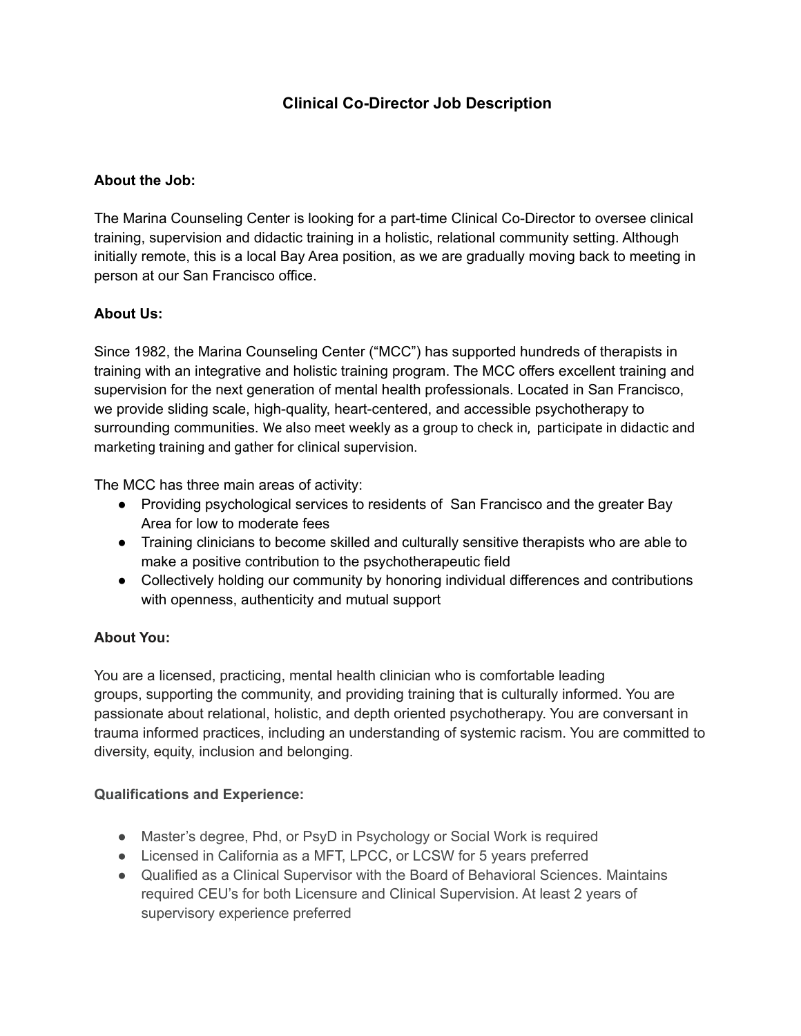# Clinical Co-Director Job Description

**About the Job:**

The Marina Counseling Center is looking for a part-time Clinical Co-Director to oversee clinical training, supervision and didactic training in a holistic, relational community setting. Although initially remote, this is a local Bay Area position, as we are gradually moving back to meeting in person at our San Francisco office.

**About Us:**

Since 1982, the Marina Counseling Center ("MCC") has supported hundreds of therapists in training with an integrative and holistic training program. The MCC offers excellent training and supervision for the next generation of mental health professionals. Located in San Francisco, we provide sliding scale, high-quality, heart-centered, and accessible psychotherapy to surrounding communities. We also meet weekly as a group to check in, participate in didactic and marketing training and gather for clinical supervision.

The MCC has three main areas of activity:

- Providing psychological services to residents of San Francisco and the greater Bay Area for low to moderate fees
- Training clinicians to become skilled and culturally sensitive therapists who are able to make a positive contribution to the psychotherapeutic field
- Collectively holding our community by honoring individual differences and contributions with openness, authenticity and mutual support

**About You:**

You are a licensed, practicing, mental health clinician who is comfortable leading groups, supporting the community, and providing training that is culturally informed. You are passionate about relational, holistic, and depth oriented psychotherapy. You are conversant in trauma informed practices, including an understanding of systemic racism. You are committed to diversity, equity, inclusion and belonging.

**Qualifications and Experience:**

- Master's degree, Phd, or PsyD in Psychology or Social Work is required
- Licensed in California as a MFT, LPCC, or LCSW for 5 years preferred
- Qualified as a Clinical Supervisor with the Board of Behavioral Sciences. Maintains required CEU's for both Licensure and Clinical Supervision. At least 2 years of supervisory experience preferred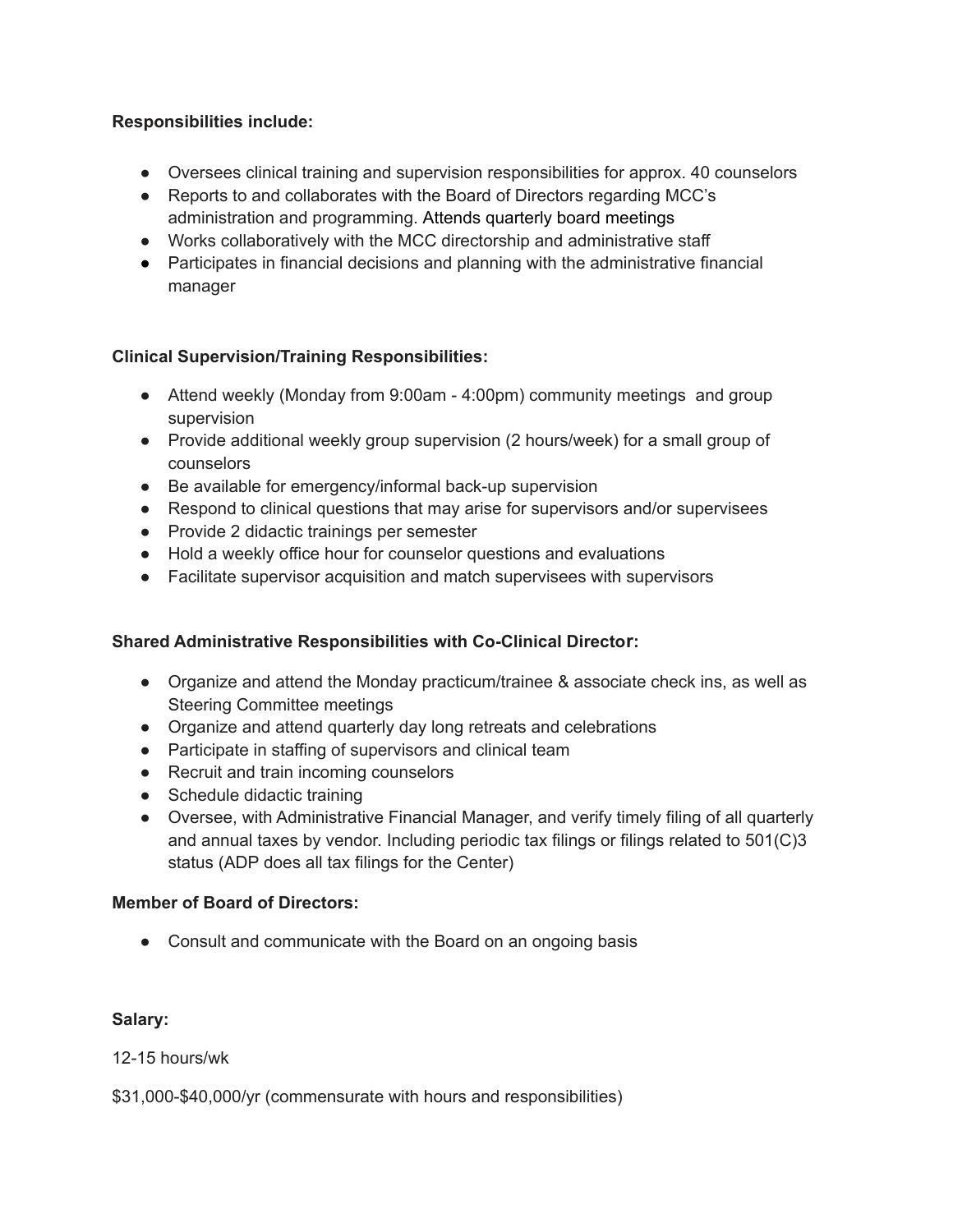**Responsibilities include:**

- Oversees clinical training and supervision responsibilities for approx. 40 counselors
- Reports to and collaborates with the Board of Directors regarding MCC's administration and programming. Attends quarterly board meetings
- Works collaboratively with the MCC directorship and administrative staff
- Participates in financial decisions and planning with the administrative financial manager

**Clinical Supervision/Training Responsibilities:**

- Attend weekly (Monday from 9:00am - 4:00pm) community meetings and group supervision
- Provide additional weekly group supervision (2 hours/week) for a small group of counselors
- Be available for emergency/informal back-up supervision
- Respond to clinical questions that may arise for supervisors and/or supervisees
- Provide 2 didactic trainings per semester
- Hold a weekly office hour for counselor questions and evaluations
- Facilitate supervisor acquisition and match supervisees with supervisors

**Shared Administrative Responsibilities with Co-Clinical Director:**

- Organize and attend the Monday practicum/trainee & associate check ins, as well as Steering Committee meetings
- Organize and attend quarterly day long retreats and celebrations
- Participate in staffing of supervisors and clinical team
- Recruit and train incoming counselors
- Schedule didactic training
- Oversee, with Administrative Financial Manager, and verify timely filing of all quarterly and annual taxes by vendor. Including periodic tax filings or filings related to 501(C)3 status (ADP does all tax filings for the Center)

**Member of Board of Directors:**

- Consult and communicate with the Board on an ongoing basis

**Salary:**

12-15 hours/wk

$31,000-$40,000/yr (commensurate with hours and responsibilities)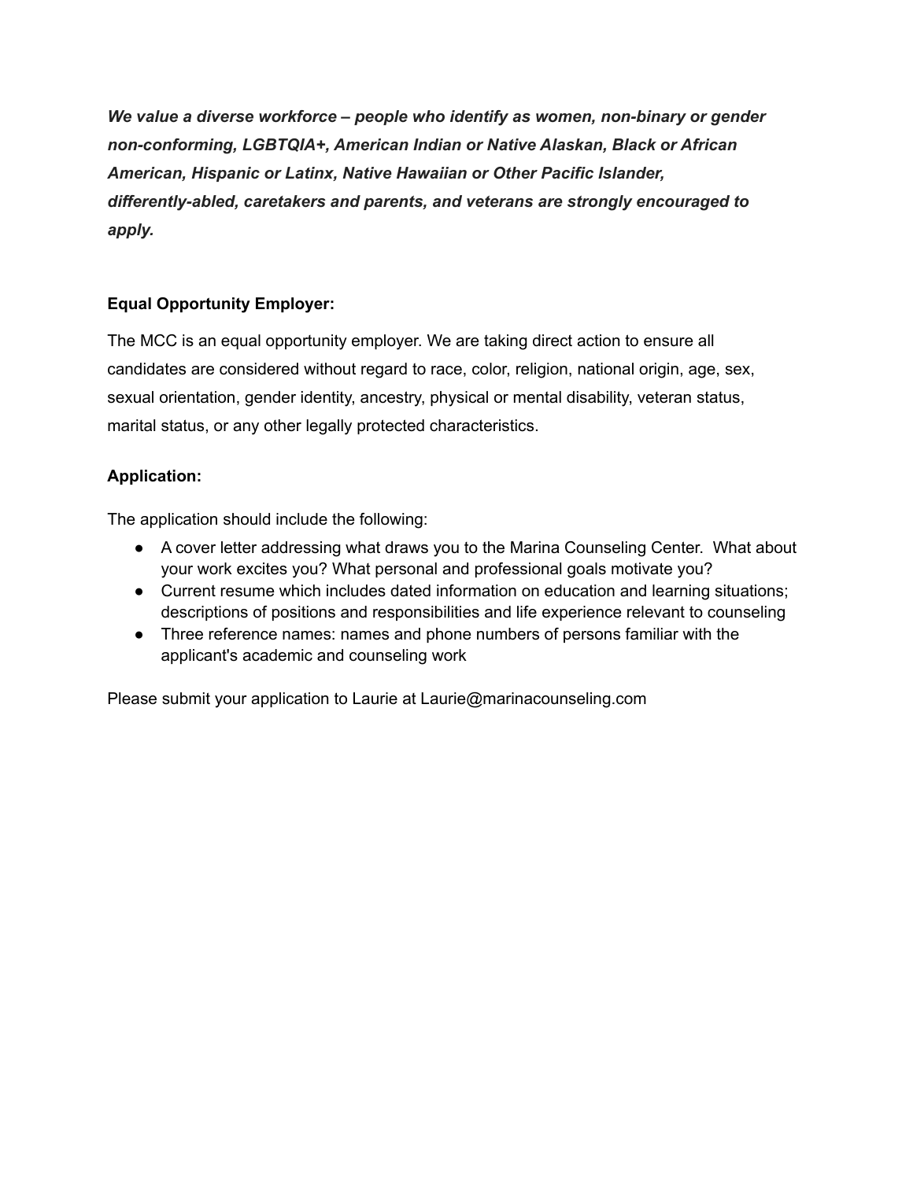***We value a diverse workforce – people who identify as women, non-binary or gender non-conforming, LGBTQIA+, American Indian or Native Alaskan, Black or African American, Hispanic or Latinx, Native Hawaiian or Other Pacific Islander, differently-abled, caretakers and parents, and veterans are strongly encouraged to apply.***

**Equal Opportunity Employer:**

The MCC is an equal opportunity employer. We are taking direct action to ensure all candidates are considered without regard to race, color, religion, national origin, age, sex, sexual orientation, gender identity, ancestry, physical or mental disability, veteran status, marital status, or any other legally protected characteristics.

**Application:**

The application should include the following:

- A cover letter addressing what draws you to the Marina Counseling Center. What about your work excites you? What personal and professional goals motivate you?
- Current resume which includes dated information on education and learning situations; descriptions of positions and responsibilities and life experience relevant to counseling
- Three reference names: names and phone numbers of persons familiar with the applicant's academic and counseling work

Please submit your application to Laurie at Laurie@marinacounseling.com